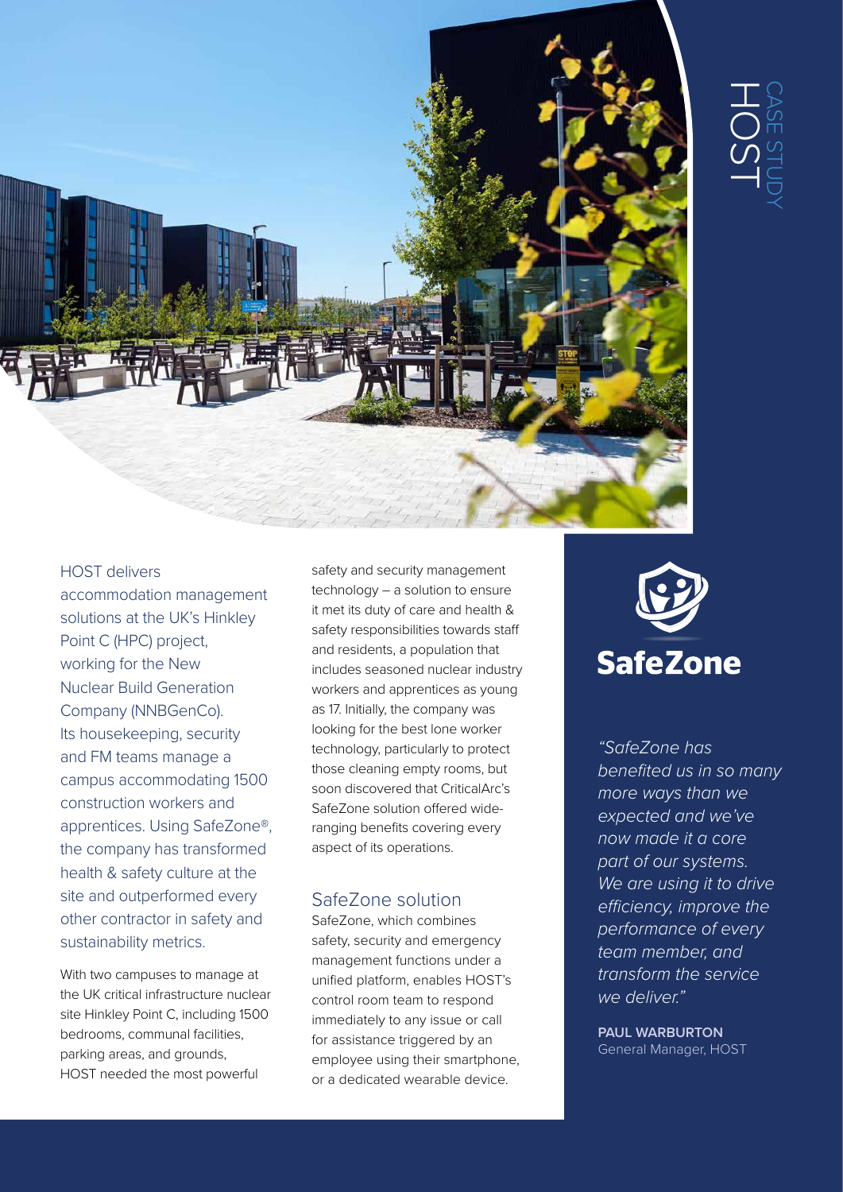# CASE STUDY HOST

HOST delivers accommodation management solutions at the UK's Hinkley Point C (HPC) project, working for the New Nuclear Build Generation Company (NNBGenCo). Its housekeeping, security and FM teams manage a campus accommodating 1500 construction workers and apprentices. Using SafeZone®, the company has transformed health & safety culture at the site and outperformed every other contractor in safety and sustainability metrics.

With two campuses to manage at the UK critical infrastructure nuclear site Hinkley Point C, including 1500 bedrooms, communal facilities, parking areas, and grounds, HOST needed the most powerful safety and security management technology – a solution to ensure it met its duty of care and health & safety responsibilities towards staff and residents, a population that includes seasoned nuclear industry workers and apprentices as young as 17. Initially, the company was looking for the best lone worker technology, particularly to protect those cleaning empty rooms, but soon discovered that CriticalArc's SafeZone solution offered wide-ranging benefits covering every aspect of its operations.

## SafeZone solution

SafeZone, which combines safety, security and emergency management functions under a unified platform, enables HOST's control room team to respond immediately to any issue or call for assistance triggered by an employee using their smartphone, or a dedicated wearable device.

**SafeZone**

*"SafeZone has benefited us in so many more ways than we expected and we've now made it a core part of our systems. We are using it to drive efficiency, improve the performance of every team member, and transform the service we deliver."*

**PAUL WARBURTON**
General Manager, HOST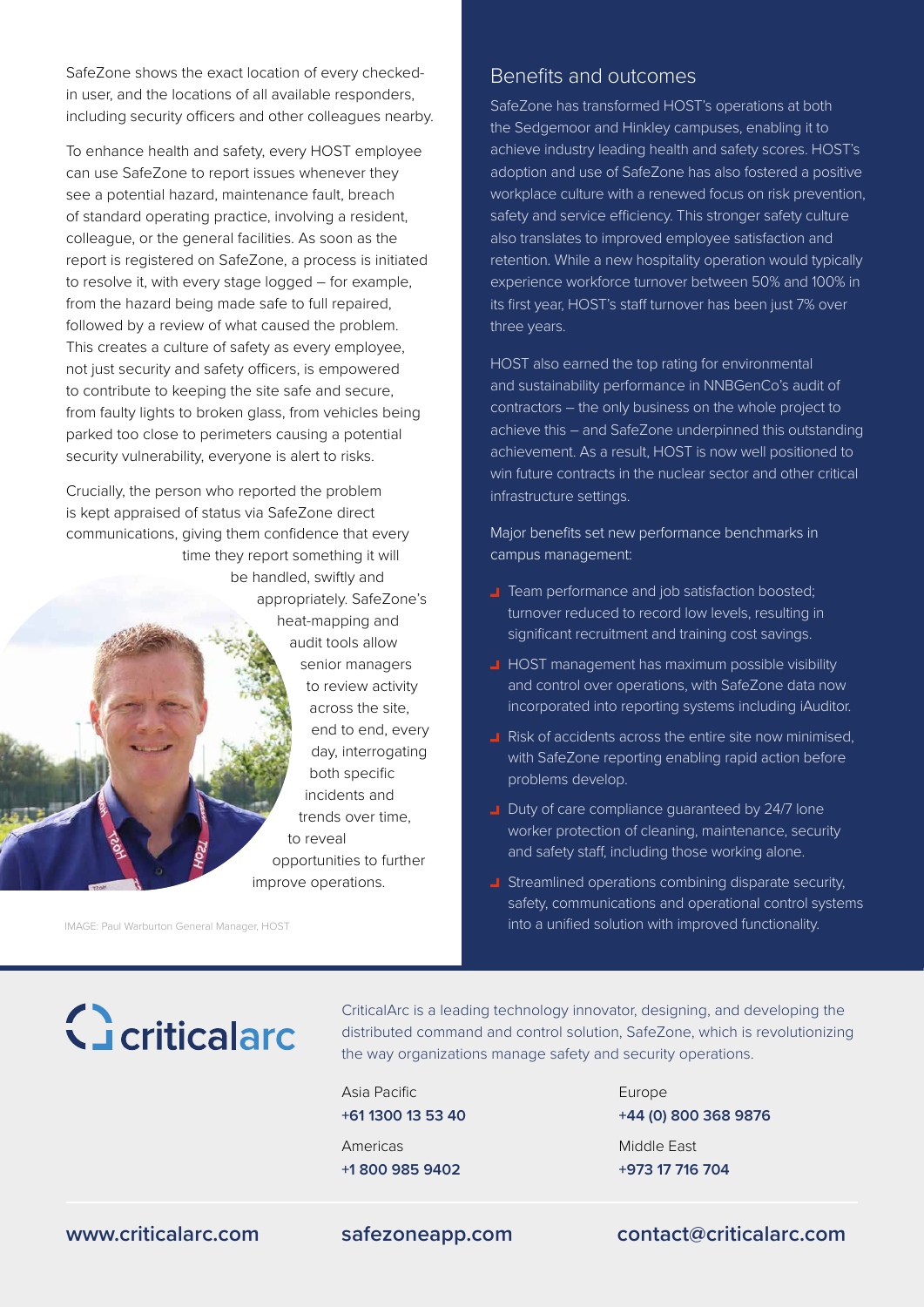SafeZone shows the exact location of every checked-in user, and the locations of all available responders, including security officers and other colleagues nearby.

To enhance health and safety, every HOST employee can use SafeZone to report issues whenever they see a potential hazard, maintenance fault, breach of standard operating practice, involving a resident, colleague, or the general facilities. As soon as the report is registered on SafeZone, a process is initiated to resolve it, with every stage logged – for example, from the hazard being made safe to full repaired, followed by a review of what caused the problem. This creates a culture of safety as every employee, not just security and safety officers, is empowered to contribute to keeping the site safe and secure, from faulty lights to broken glass, from vehicles being parked too close to perimeters causing a potential security vulnerability, everyone is alert to risks.

Crucially, the person who reported the problem is kept appraised of status via SafeZone direct communications, giving them confidence that every time they report something it will be handled, swiftly and appropriately. SafeZone's heat-mapping and audit tools allow senior managers to review activity across the site, end to end, every day, interrogating both specific incidents and trends over time, to reveal opportunities to further improve operations.

IMAGE: Paul Warburton General Manager, HOST

## Benefits and outcomes

SafeZone has transformed HOST's operations at both the Sedgemoor and Hinkley campuses, enabling it to achieve industry leading health and safety scores. HOST's adoption and use of SafeZone has also fostered a positive workplace culture with a renewed focus on risk prevention, safety and service efficiency. This stronger safety culture also translates to improved employee satisfaction and retention. While a new hospitality operation would typically experience workforce turnover between 50% and 100% in its first year, HOST's staff turnover has been just 7% over three years.

HOST also earned the top rating for environmental and sustainability performance in NNBGenCo's audit of contractors – the only business on the whole project to achieve this – and SafeZone underpinned this outstanding achievement. As a result, HOST is now well positioned to win future contracts in the nuclear sector and other critical infrastructure settings.

Major benefits set new performance benchmarks in campus management:

- Team performance and job satisfaction boosted; turnover reduced to record low levels, resulting in significant recruitment and training cost savings.
- HOST management has maximum possible visibility and control over operations, with SafeZone data now incorporated into reporting systems including iAuditor.
- Risk of accidents across the entire site now minimised, with SafeZone reporting enabling rapid action before problems develop.
- Duty of care compliance guaranteed by 24/7 lone worker protection of cleaning, maintenance, security and safety staff, including those working alone.
- Streamlined operations combining disparate security, safety, communications and operational control systems into a unified solution with improved functionality.

criticalarc

CriticalArc is a leading technology innovator, designing, and developing the distributed command and control solution, SafeZone, which is revolutionizing the way organizations manage safety and security operations.

Asia Pacific
**+61 1300 13 53 40**

Americas
**+1 800 985 9402**

Europe
**+44 (0) 800 368 9876**

Middle East
**+973 17 716 704**

**www.criticalarc.com** **safezoneapp.com** **contact@criticalarc.com**